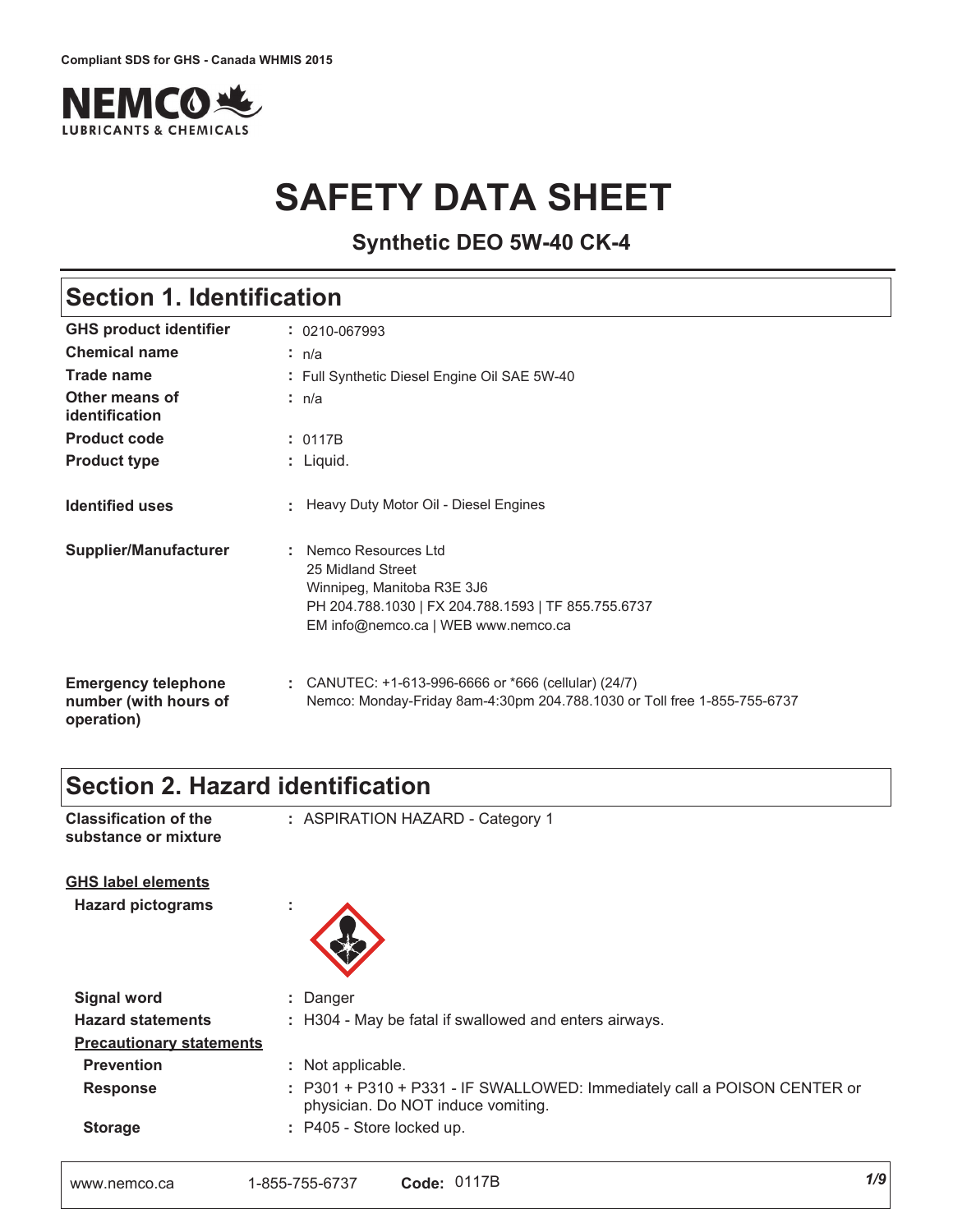Compliant SDS for GHS - Canada WHMIS 2015

NEMCO LUBRICANTS & CHEMICALS

# SAFETY DATA SHEET

### Synthetic DEO 5W-40 CK-4

## Section 1. Identification

| | |
|---|---|
| **GHS product identifier** | : 0210-067993 |
| **Chemical name** | : n/a |
| **Trade name** | : Full Synthetic Diesel Engine Oil SAE 5W-40 |
| **Other means of identification** | : n/a |
| **Product code** | : 0117B |
| **Product type** | : Liquid. |
| **Identified uses** | : Heavy Duty Motor Oil - Diesel Engines |
| **Supplier/Manufacturer** | : Nemco Resources Ltd<br>25 Midland Street<br>Winnipeg, Manitoba R3E 3J6<br>PH 204.788.1030 \| FX 204.788.1593 \| TF 855.755.6737<br>EM info@nemco.ca \| WEB www.nemco.ca |
| **Emergency telephone number (with hours of operation)** | : CANUTEC: +1-613-996-6666 or *666 (cellular) (24/7)<br>Nemco: Monday-Friday 8am-4:30pm 204.788.1030 or Toll free 1-855-755-6737 |

## Section 2. Hazard identification

| | |
|---|---|
| **Classification of the substance or mixture** | : ASPIRATION HAZARD - Category 1 |

**GHS label elements**

| | |
|---|---|
| **Hazard pictograms** | : |
| **Signal word** | : Danger |
| **Hazard statements** | : H304 - May be fatal if swallowed and enters airways. |

**Precautionary statements**

| | |
|---|---|
| **Prevention** | : Not applicable. |
| **Response** | : P301 + P310 + P331 - IF SWALLOWED: Immediately call a POISON CENTER or physician. Do NOT induce vomiting. |
| **Storage** | : P405 - Store locked up. |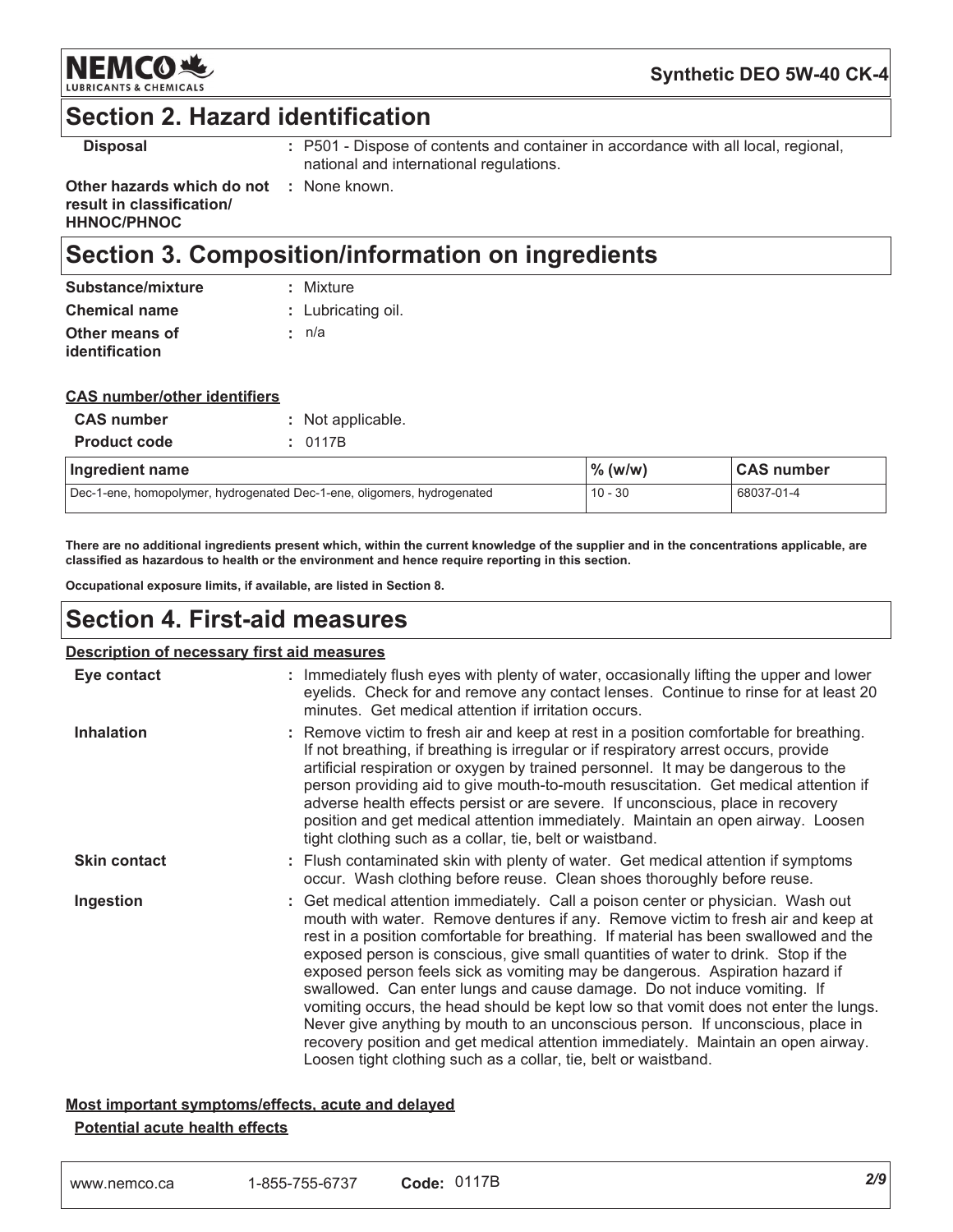## Section 2. Hazard identification

| | |
|---|---|
| **Disposal** | : P501 - Dispose of contents and container in accordance with all local, regional, national and international regulations. |
| **Other hazards which do not result in classification/ HHNOC/PHNOC** | : None known. |

## Section 3. Composition/information on ingredients

| | |
|---|---|
| **Substance/mixture** | : Mixture |
| **Chemical name** | : Lubricating oil. |
| **Other means of identification** | : n/a |

**CAS number/other identifiers**

| | |
|---|---|
| **CAS number** | : Not applicable. |
| **Product code** | : 0117B |

| Ingredient name | % (w/w) | CAS number |
|---|---|---|
| Dec-1-ene, homopolymer, hydrogenated Dec-1-ene, oligomers, hydrogenated | 10 - 30 | 68037-01-4 |

**There are no additional ingredients present which, within the current knowledge of the supplier and in the concentrations applicable, are classified as hazardous to health or the environment and hence require reporting in this section.**

**Occupational exposure limits, if available, are listed in Section 8.**

## Section 4. First-aid measures

**Description of necessary first aid measures**

| | |
|---|---|
| **Eye contact** | : Immediately flush eyes with plenty of water, occasionally lifting the upper and lower eyelids. Check for and remove any contact lenses. Continue to rinse for at least 20 minutes. Get medical attention if irritation occurs. |
| **Inhalation** | : Remove victim to fresh air and keep at rest in a position comfortable for breathing. If not breathing, if breathing is irregular or if respiratory arrest occurs, provide artificial respiration or oxygen by trained personnel. It may be dangerous to the person providing aid to give mouth-to-mouth resuscitation. Get medical attention if adverse health effects persist or are severe. If unconscious, place in recovery position and get medical attention immediately. Maintain an open airway. Loosen tight clothing such as a collar, tie, belt or waistband. |
| **Skin contact** | : Flush contaminated skin with plenty of water. Get medical attention if symptoms occur. Wash clothing before reuse. Clean shoes thoroughly before reuse. |
| **Ingestion** | : Get medical attention immediately. Call a poison center or physician. Wash out mouth with water. Remove dentures if any. Remove victim to fresh air and keep at rest in a position comfortable for breathing. If material has been swallowed and the exposed person is conscious, give small quantities of water to drink. Stop if the exposed person feels sick as vomiting may be dangerous. Aspiration hazard if swallowed. Can enter lungs and cause damage. Do not induce vomiting. If vomiting occurs, the head should be kept low so that vomit does not enter the lungs. Never give anything by mouth to an unconscious person. If unconscious, place in recovery position and get medical attention immediately. Maintain an open airway. Loosen tight clothing such as a collar, tie, belt or waistband. |

**Most important symptoms/effects, acute and delayed**

**Potential acute health effects**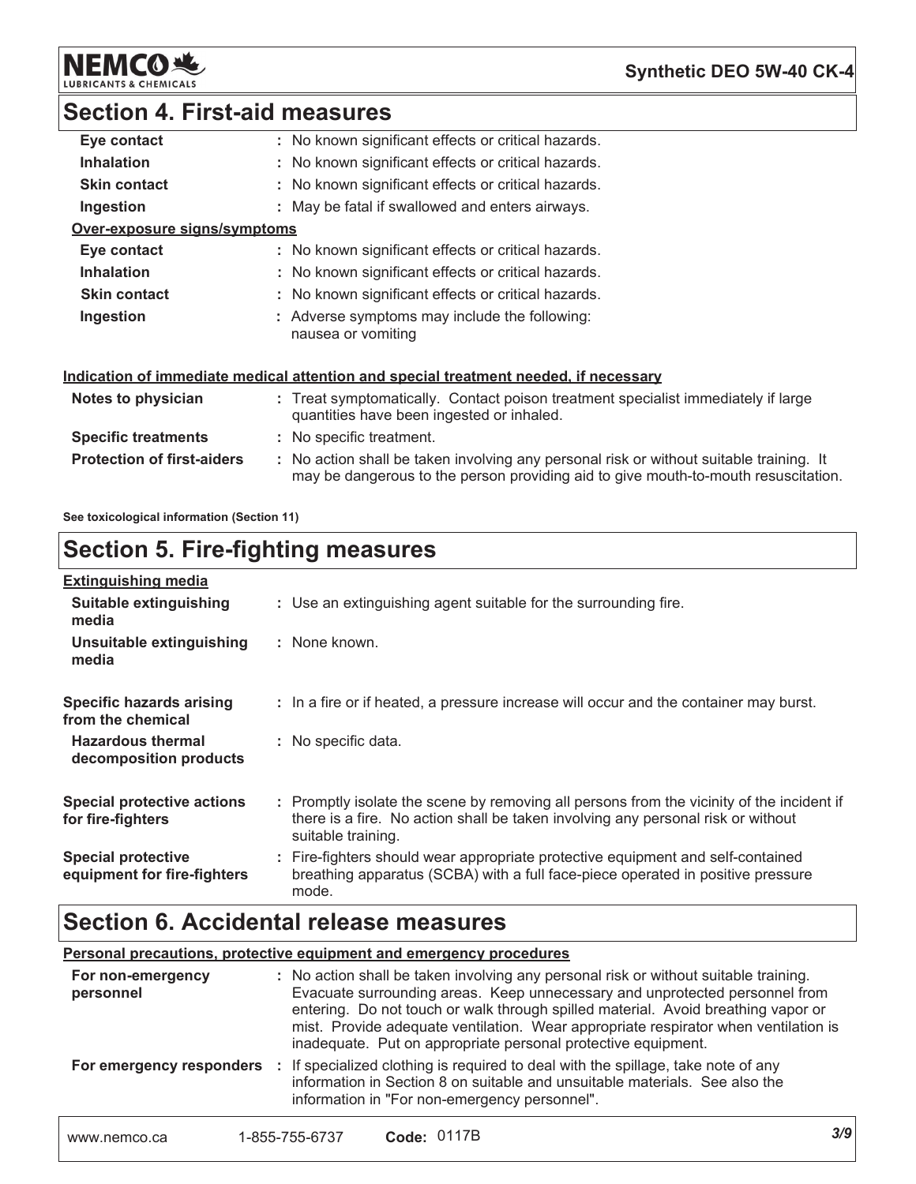## Section 4. First-aid measures

| | |
|---|---|
| **Eye contact** | : No known significant effects or critical hazards. |
| **Inhalation** | : No known significant effects or critical hazards. |
| **Skin contact** | : No known significant effects or critical hazards. |
| **Ingestion** | : May be fatal if swallowed and enters airways. |

**Over-exposure signs/symptoms**

| | |
|---|---|
| **Eye contact** | : No known significant effects or critical hazards. |
| **Inhalation** | : No known significant effects or critical hazards. |
| **Skin contact** | : No known significant effects or critical hazards. |
| **Ingestion** | : Adverse symptoms may include the following: nausea or vomiting |

**Indication of immediate medical attention and special treatment needed, if necessary**

| | |
|---|---|
| **Notes to physician** | : Treat symptomatically. Contact poison treatment specialist immediately if large quantities have been ingested or inhaled. |
| **Specific treatments** | : No specific treatment. |
| **Protection of first-aiders** | : No action shall be taken involving any personal risk or without suitable training. It may be dangerous to the person providing aid to give mouth-to-mouth resuscitation. |

**See toxicological information (Section 11)**

## Section 5. Fire-fighting measures

**Extinguishing media**

| | |
|---|---|
| **Suitable extinguishing media** | : Use an extinguishing agent suitable for the surrounding fire. |
| **Unsuitable extinguishing media** | : None known. |
| **Specific hazards arising from the chemical** | : In a fire or if heated, a pressure increase will occur and the container may burst. |
| **Hazardous thermal decomposition products** | : No specific data. |
| **Special protective actions for fire-fighters** | : Promptly isolate the scene by removing all persons from the vicinity of the incident if there is a fire. No action shall be taken involving any personal risk or without suitable training. |
| **Special protective equipment for fire-fighters** | : Fire-fighters should wear appropriate protective equipment and self-contained breathing apparatus (SCBA) with a full face-piece operated in positive pressure mode. |

## Section 6. Accidental release measures

**Personal precautions, protective equipment and emergency procedures**

| | |
|---|---|
| **For non-emergency personnel** | : No action shall be taken involving any personal risk or without suitable training. Evacuate surrounding areas. Keep unnecessary and unprotected personnel from entering. Do not touch or walk through spilled material. Avoid breathing vapor or mist. Provide adequate ventilation. Wear appropriate respirator when ventilation is inadequate. Put on appropriate personal protective equipment. |
| **For emergency responders** | : If specialized clothing is required to deal with the spillage, take note of any information in Section 8 on suitable and unsuitable materials. See also the information in "For non-emergency personnel". |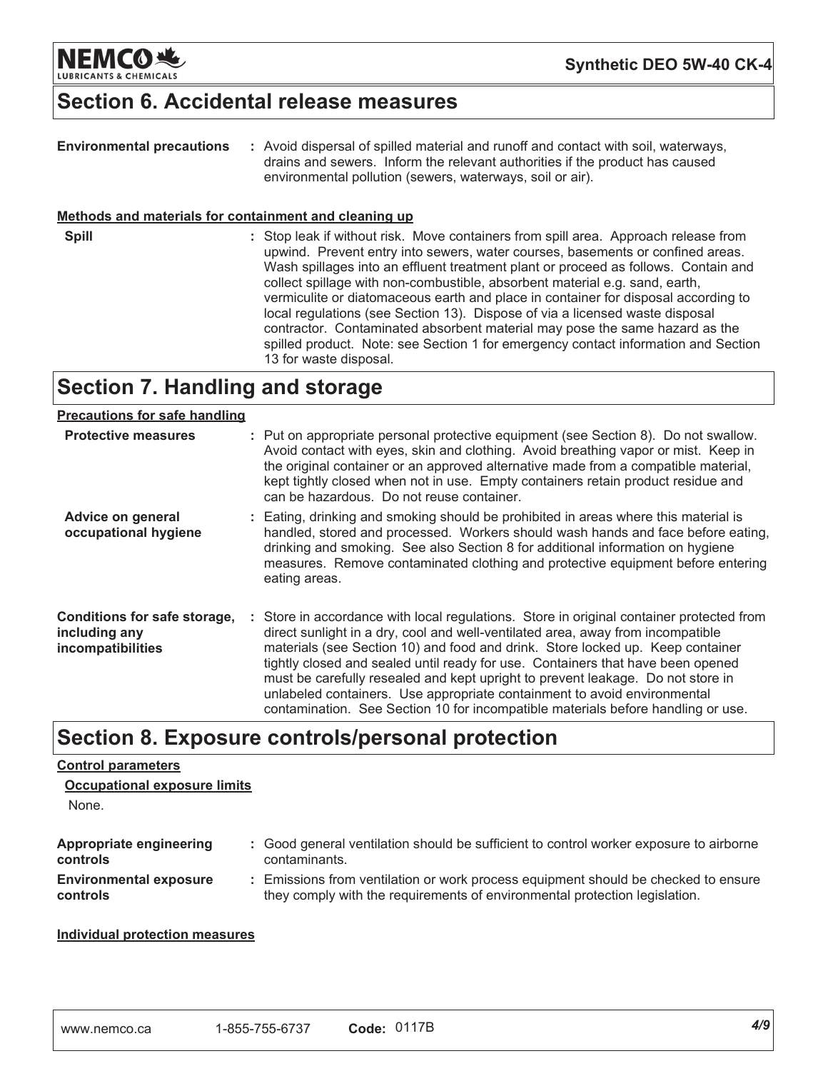## Section 6. Accidental release measures

**Environmental precautions** : Avoid dispersal of spilled material and runoff and contact with soil, waterways, drains and sewers. Inform the relevant authorities if the product has caused environmental pollution (sewers, waterways, soil or air).

**Methods and materials for containment and cleaning up**

**Spill** : Stop leak if without risk. Move containers from spill area. Approach release from upwind. Prevent entry into sewers, water courses, basements or confined areas. Wash spillages into an effluent treatment plant or proceed as follows. Contain and collect spillage with non-combustible, absorbent material e.g. sand, earth, vermiculite or diatomaceous earth and place in container for disposal according to local regulations (see Section 13). Dispose of via a licensed waste disposal contractor. Contaminated absorbent material may pose the same hazard as the spilled product. Note: see Section 1 for emergency contact information and Section 13 for waste disposal.

## Section 7. Handling and storage

**Precautions for safe handling**

**Protective measures** : Put on appropriate personal protective equipment (see Section 8). Do not swallow. Avoid contact with eyes, skin and clothing. Avoid breathing vapor or mist. Keep in the original container or an approved alternative made from a compatible material, kept tightly closed when not in use. Empty containers retain product residue and can be hazardous. Do not reuse container.

**Advice on general occupational hygiene** : Eating, drinking and smoking should be prohibited in areas where this material is handled, stored and processed. Workers should wash hands and face before eating, drinking and smoking. See also Section 8 for additional information on hygiene measures. Remove contaminated clothing and protective equipment before entering eating areas.

**Conditions for safe storage, including any incompatibilities** : Store in accordance with local regulations. Store in original container protected from direct sunlight in a dry, cool and well-ventilated area, away from incompatible materials (see Section 10) and food and drink. Store locked up. Keep container tightly closed and sealed until ready for use. Containers that have been opened must be carefully resealed and kept upright to prevent leakage. Do not store in unlabeled containers. Use appropriate containment to avoid environmental contamination. See Section 10 for incompatible materials before handling or use.

## Section 8. Exposure controls/personal protection

**Control parameters**

**Occupational exposure limits**

None.

**Appropriate engineering controls** : Good general ventilation should be sufficient to control worker exposure to airborne contaminants.

**Environmental exposure controls** : Emissions from ventilation or work process equipment should be checked to ensure they comply with the requirements of environmental protection legislation.

**Individual protection measures**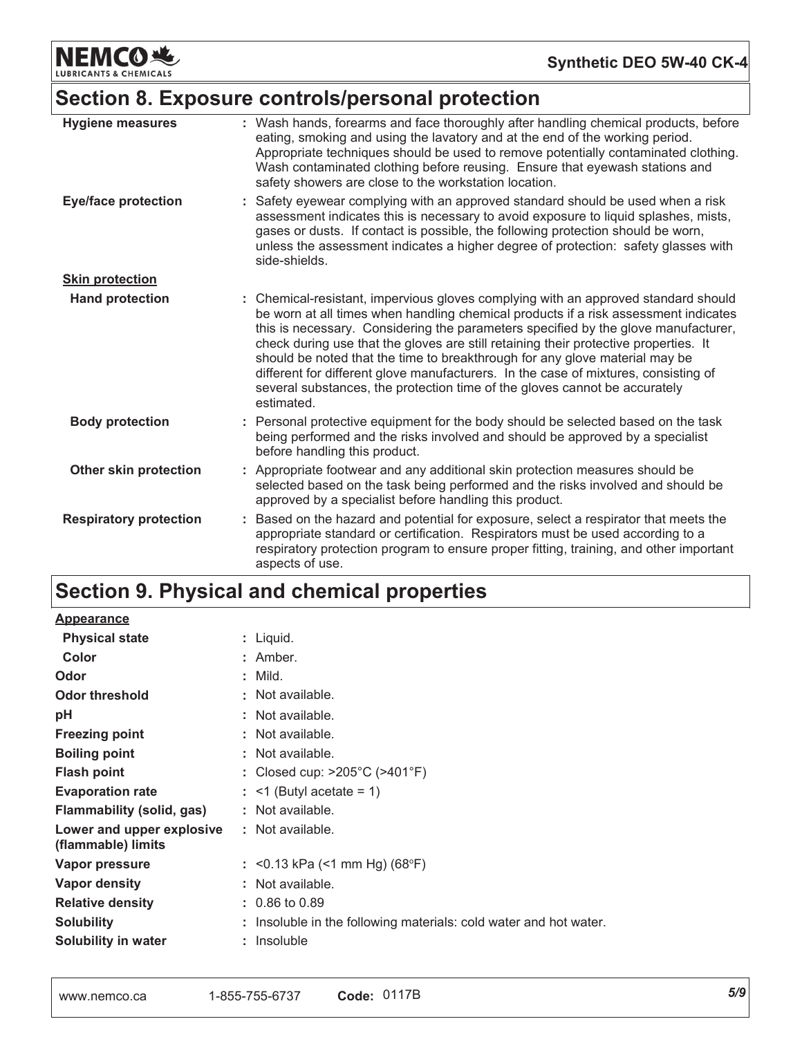## Section 8. Exposure controls/personal protection

| | |
|---|---|
| **Hygiene measures** | : Wash hands, forearms and face thoroughly after handling chemical products, before eating, smoking and using the lavatory and at the end of the working period. Appropriate techniques should be used to remove potentially contaminated clothing. Wash contaminated clothing before reusing. Ensure that eyewash stations and safety showers are close to the workstation location. |
| **Eye/face protection** | : Safety eyewear complying with an approved standard should be used when a risk assessment indicates this is necessary to avoid exposure to liquid splashes, mists, gases or dusts. If contact is possible, the following protection should be worn, unless the assessment indicates a higher degree of protection: safety glasses with side-shields. |
| **Skin protection** | |
| **Hand protection** | : Chemical-resistant, impervious gloves complying with an approved standard should be worn at all times when handling chemical products if a risk assessment indicates this is necessary. Considering the parameters specified by the glove manufacturer, check during use that the gloves are still retaining their protective properties. It should be noted that the time to breakthrough for any glove material may be different for different glove manufacturers. In the case of mixtures, consisting of several substances, the protection time of the gloves cannot be accurately estimated. |
| **Body protection** | : Personal protective equipment for the body should be selected based on the task being performed and the risks involved and should be approved by a specialist before handling this product. |
| **Other skin protection** | : Appropriate footwear and any additional skin protection measures should be selected based on the task being performed and the risks involved and should be approved by a specialist before handling this product. |
| **Respiratory protection** | : Based on the hazard and potential for exposure, select a respirator that meets the appropriate standard or certification. Respirators must be used according to a respiratory protection program to ensure proper fitting, training, and other important aspects of use. |

## Section 9. Physical and chemical properties

| | |
|---|---|
| **Appearance** | |
| **Physical state** | : Liquid. |
| **Color** | : Amber. |
| **Odor** | : Mild. |
| **Odor threshold** | : Not available. |
| **pH** | : Not available. |
| **Freezing point** | : Not available. |
| **Boiling point** | : Not available. |
| **Flash point** | : Closed cup: >205°C (>401°F) |
| **Evaporation rate** | : <1 (Butyl acetate = 1) |
| **Flammability (solid, gas)** | : Not available. |
| **Lower and upper explosive (flammable) limits** | : Not available. |
| **Vapor pressure** | : <0.13 kPa (<1 mm Hg) (68°F) |
| **Vapor density** | : Not available. |
| **Relative density** | : 0.86 to 0.89 |
| **Solubility** | : Insoluble in the following materials: cold water and hot water. |
| **Solubility in water** | : Insoluble |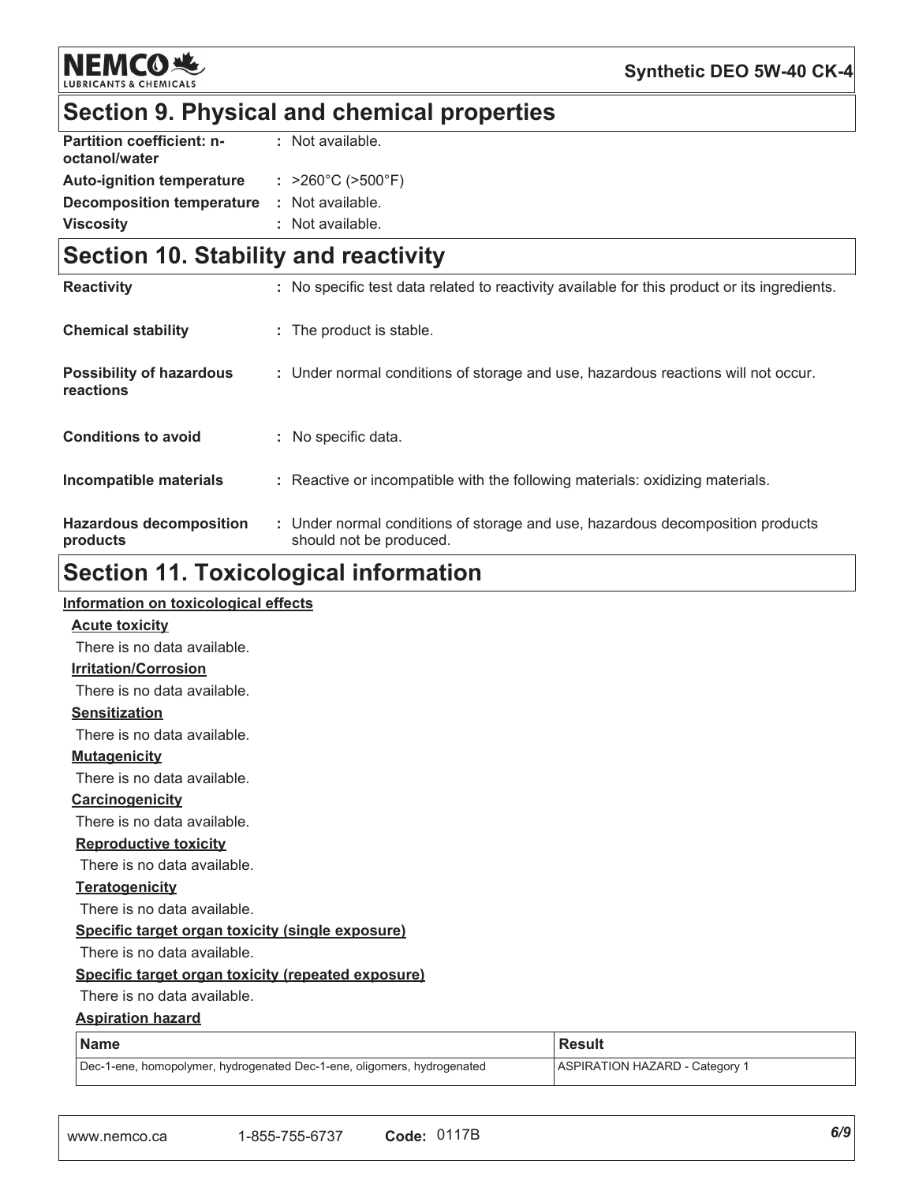## Section 9. Physical and chemical properties

| | |
|---|---|
| **Partition coefficient: n-octanol/water** | : Not available. |
| **Auto-ignition temperature** | : >260°C (>500°F) |
| **Decomposition temperature** | : Not available. |
| **Viscosity** | : Not available. |

## Section 10. Stability and reactivity

| | |
|---|---|
| **Reactivity** | : No specific test data related to reactivity available for this product or its ingredients. |
| **Chemical stability** | : The product is stable. |
| **Possibility of hazardous reactions** | : Under normal conditions of storage and use, hazardous reactions will not occur. |
| **Conditions to avoid** | : No specific data. |
| **Incompatible materials** | : Reactive or incompatible with the following materials: oxidizing materials. |
| **Hazardous decomposition products** | : Under normal conditions of storage and use, hazardous decomposition products should not be produced. |

## Section 11. Toxicological information

**Information on toxicological effects**

**Acute toxicity**

There is no data available.

**Irritation/Corrosion**

There is no data available.

**Sensitization**

There is no data available.

**Mutagenicity**

There is no data available.

**Carcinogenicity**

There is no data available.

**Reproductive toxicity**

There is no data available.

**Teratogenicity**

There is no data available.

**Specific target organ toxicity (single exposure)**

There is no data available.

**Specific target organ toxicity (repeated exposure)**

There is no data available.

**Aspiration hazard**

| Name | Result |
|---|---|
| Dec-1-ene, homopolymer, hydrogenated Dec-1-ene, oligomers, hydrogenated | ASPIRATION HAZARD - Category 1 |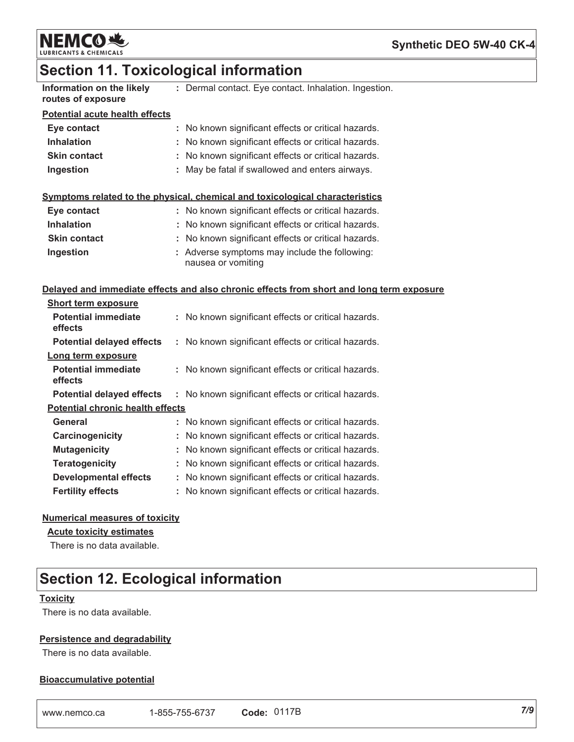## Section 11. Toxicological information

**Information on the likely routes of exposure** : Dermal contact. Eye contact. Inhalation. Ingestion.

**Potential acute health effects**

| | |
|---|---|
| **Eye contact** | : No known significant effects or critical hazards. |
| **Inhalation** | : No known significant effects or critical hazards. |
| **Skin contact** | : No known significant effects or critical hazards. |
| **Ingestion** | : May be fatal if swallowed and enters airways. |

**Symptoms related to the physical, chemical and toxicological characteristics**

| | |
|---|---|
| **Eye contact** | : No known significant effects or critical hazards. |
| **Inhalation** | : No known significant effects or critical hazards. |
| **Skin contact** | : No known significant effects or critical hazards. |
| **Ingestion** | : Adverse symptoms may include the following: nausea or vomiting |

**Delayed and immediate effects and also chronic effects from short and long term exposure**

**Short term exposure**

| | |
|---|---|
| **Potential immediate effects** | : No known significant effects or critical hazards. |
| **Potential delayed effects** | : No known significant effects or critical hazards. |

**Long term exposure**

| | |
|---|---|
| **Potential immediate effects** | : No known significant effects or critical hazards. |
| **Potential delayed effects** | : No known significant effects or critical hazards. |

**Potential chronic health effects**

| | |
|---|---|
| **General** | : No known significant effects or critical hazards. |
| **Carcinogenicity** | : No known significant effects or critical hazards. |
| **Mutagenicity** | : No known significant effects or critical hazards. |
| **Teratogenicity** | : No known significant effects or critical hazards. |
| **Developmental effects** | : No known significant effects or critical hazards. |
| **Fertility effects** | : No known significant effects or critical hazards. |

**Numerical measures of toxicity**

**Acute toxicity estimates**

There is no data available.

## Section 12. Ecological information

**Toxicity**

There is no data available.

**Persistence and degradability**

There is no data available.

**Bioaccumulative potential**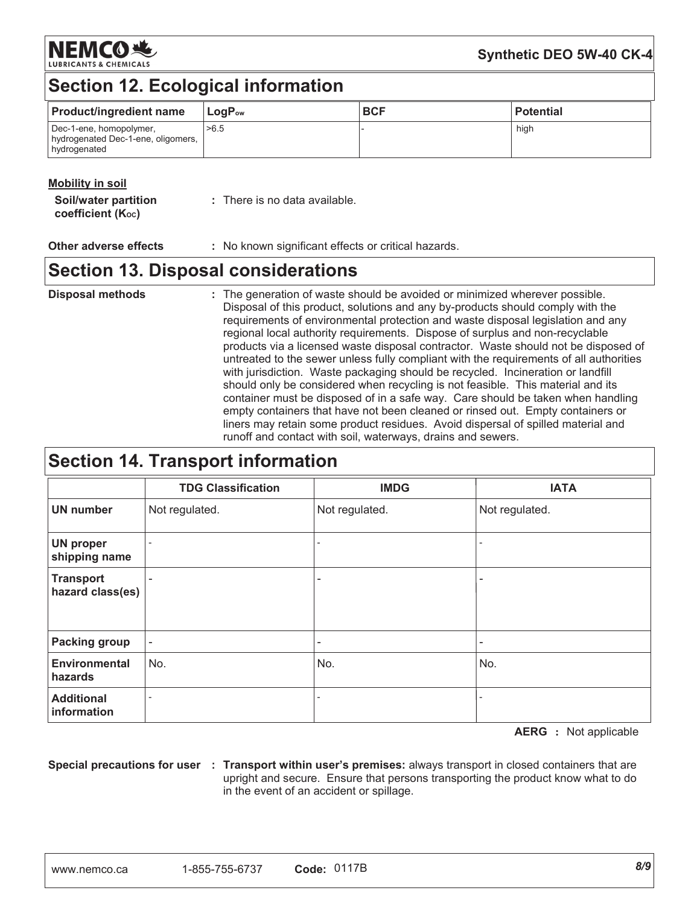## Section 12. Ecological information

| Product/ingredient name | $LogP_{ow}$ | BCF | Potential |
|---|---|---|---|
| Dec-1-ene, homopolymer, hydrogenated Dec-1-ene, oligomers, hydrogenated | >6.5 | - | high |

**Mobility in soil**

**Soil/water partition coefficient ($K_{OC}$)** : There is no data available.

**Other adverse effects** : No known significant effects or critical hazards.

## Section 13. Disposal considerations

**Disposal methods** : The generation of waste should be avoided or minimized wherever possible. Disposal of this product, solutions and any by-products should comply with the requirements of environmental protection and waste disposal legislation and any regional local authority requirements. Dispose of surplus and non-recyclable products via a licensed waste disposal contractor. Waste should not be disposed of untreated to the sewer unless fully compliant with the requirements of all authorities with jurisdiction. Waste packaging should be recycled. Incineration or landfill should only be considered when recycling is not feasible. This material and its container must be disposed of in a safe way. Care should be taken when handling empty containers that have not been cleaned or rinsed out. Empty containers or liners may retain some product residues. Avoid dispersal of spilled material and runoff and contact with soil, waterways, drains and sewers.

## Section 14. Transport information

| | TDG Classification | IMDG | IATA |
|---|---|---|---|
| **UN number** | Not regulated. | Not regulated. | Not regulated. |
| **UN proper shipping name** | - | - | - |
| **Transport hazard class(es)** | - | - | - |
| **Packing group** | - | - | - |
| **Environmental hazards** | No. | No. | No. |
| **Additional information** | - | - | - |

**AERG** : Not applicable

**Special precautions for user** : **Transport within user's premises:** always transport in closed containers that are upright and secure. Ensure that persons transporting the product know what to do in the event of an accident or spillage.

www.nemco.ca 1-855-755-6737 **Code:** 0117B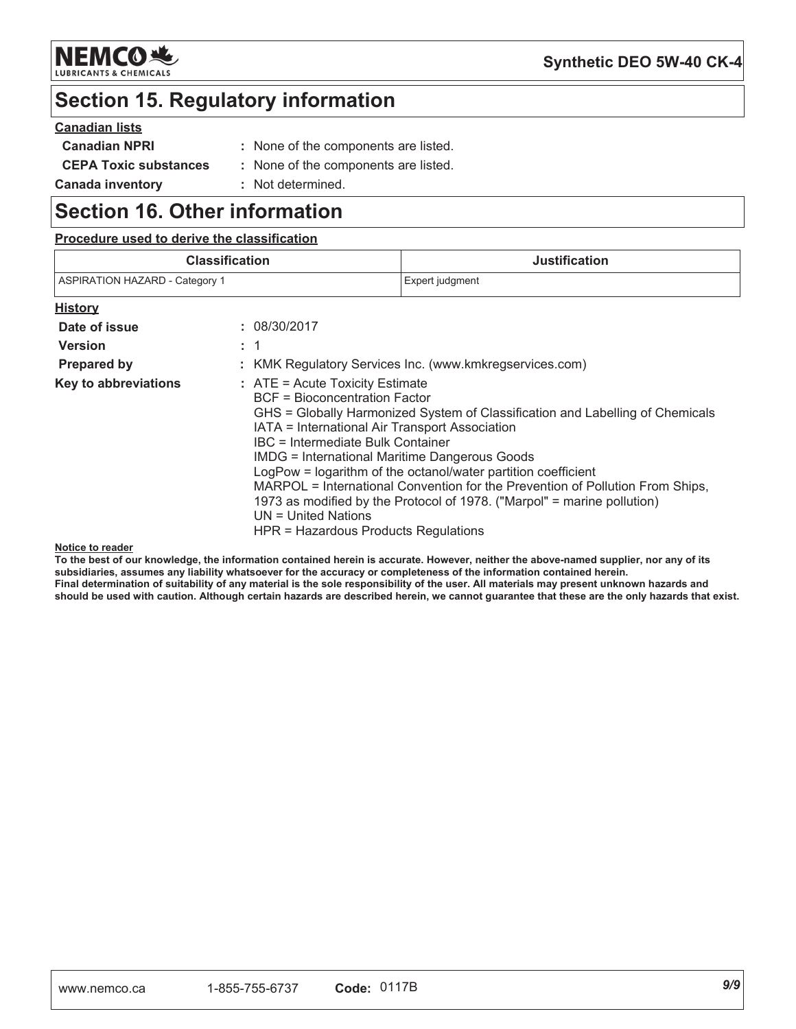## Section 15. Regulatory information

**Canadian lists**

**Canadian NPRI** : None of the components are listed.

**CEPA Toxic substances** : None of the components are listed.

**Canada inventory** : Not determined.

## Section 16. Other information

**Procedure used to derive the classification**

| Classification | Justification |
| --- | --- |
| ASPIRATION HAZARD - Category 1 | Expert judgment |

**History**

**Date of issue** : 08/30/2017

**Version** : 1

**Prepared by** : KMK Regulatory Services Inc. (www.kmkregservices.com)

**Key to abbreviations** : ATE = Acute Toxicity Estimate
BCF = Bioconcentration Factor
GHS = Globally Harmonized System of Classification and Labelling of Chemicals
IATA = International Air Transport Association
IBC = Intermediate Bulk Container
IMDG = International Maritime Dangerous Goods
LogPow = logarithm of the octanol/water partition coefficient
MARPOL = International Convention for the Prevention of Pollution From Ships, 1973 as modified by the Protocol of 1978. ("Marpol" = marine pollution)
UN = United Nations
HPR = Hazardous Products Regulations

**Notice to reader**

**To the best of our knowledge, the information contained herein is accurate. However, neither the above-named supplier, nor any of its subsidiaries, assumes any liability whatsoever for the accuracy or completeness of the information contained herein.**
**Final determination of suitability of any material is the sole responsibility of the user. All materials may present unknown hazards and should be used with caution. Although certain hazards are described herein, we cannot guarantee that these are the only hazards that exist.**

www.nemco.ca 1-855-755-6737 **Code:** 0117B